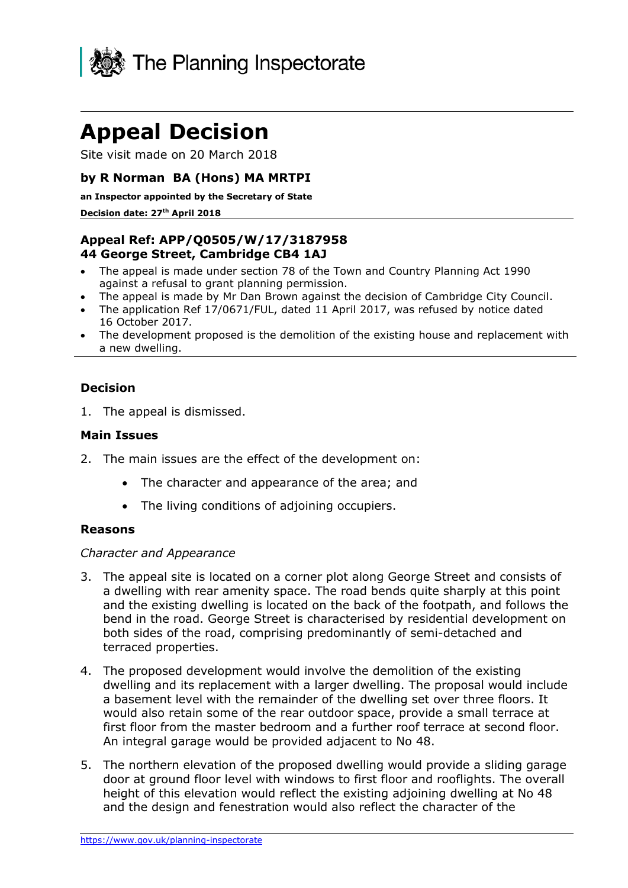The Planning Inspectorate

# Appeal Decision

Site visit made on 20 March 2018

**by R Norman BA (Hons) MA MRTPI**

**an Inspector appointed by the Secretary of State**

**Decision date: 27th April 2018**

---

**Appeal Ref: APP/Q0505/W/17/3187958**
**44 George Street, Cambridge CB4 1AJ**

- The appeal is made under section 78 of the Town and Country Planning Act 1990 against a refusal to grant planning permission.
- The appeal is made by Mr Dan Brown against the decision of Cambridge City Council.
- The application Ref 17/0671/FUL, dated 11 April 2017, was refused by notice dated 16 October 2017.
- The development proposed is the demolition of the existing house and replacement with a new dwelling.

---

### Decision

1. The appeal is dismissed.

### Main Issues

2. The main issues are the effect of the development on:

   - The character and appearance of the area; and
   - The living conditions of adjoining occupiers.

### Reasons

*Character and Appearance*

3. The appeal site is located on a corner plot along George Street and consists of a dwelling with rear amenity space. The road bends quite sharply at this point and the existing dwelling is located on the back of the footpath, and follows the bend in the road. George Street is characterised by residential development on both sides of the road, comprising predominantly of semi-detached and terraced properties.

4. The proposed development would involve the demolition of the existing dwelling and its replacement with a larger dwelling. The proposal would include a basement level with the remainder of the dwelling set over three floors. It would also retain some of the rear outdoor space, provide a small terrace at first floor from the master bedroom and a further roof terrace at second floor. An integral garage would be provided adjacent to No 48.

5. The northern elevation of the proposed dwelling would provide a sliding garage door at ground floor level with windows to first floor and rooflights. The overall height of this elevation would reflect the existing adjoining dwelling at No 48 and the design and fenestration would also reflect the character of the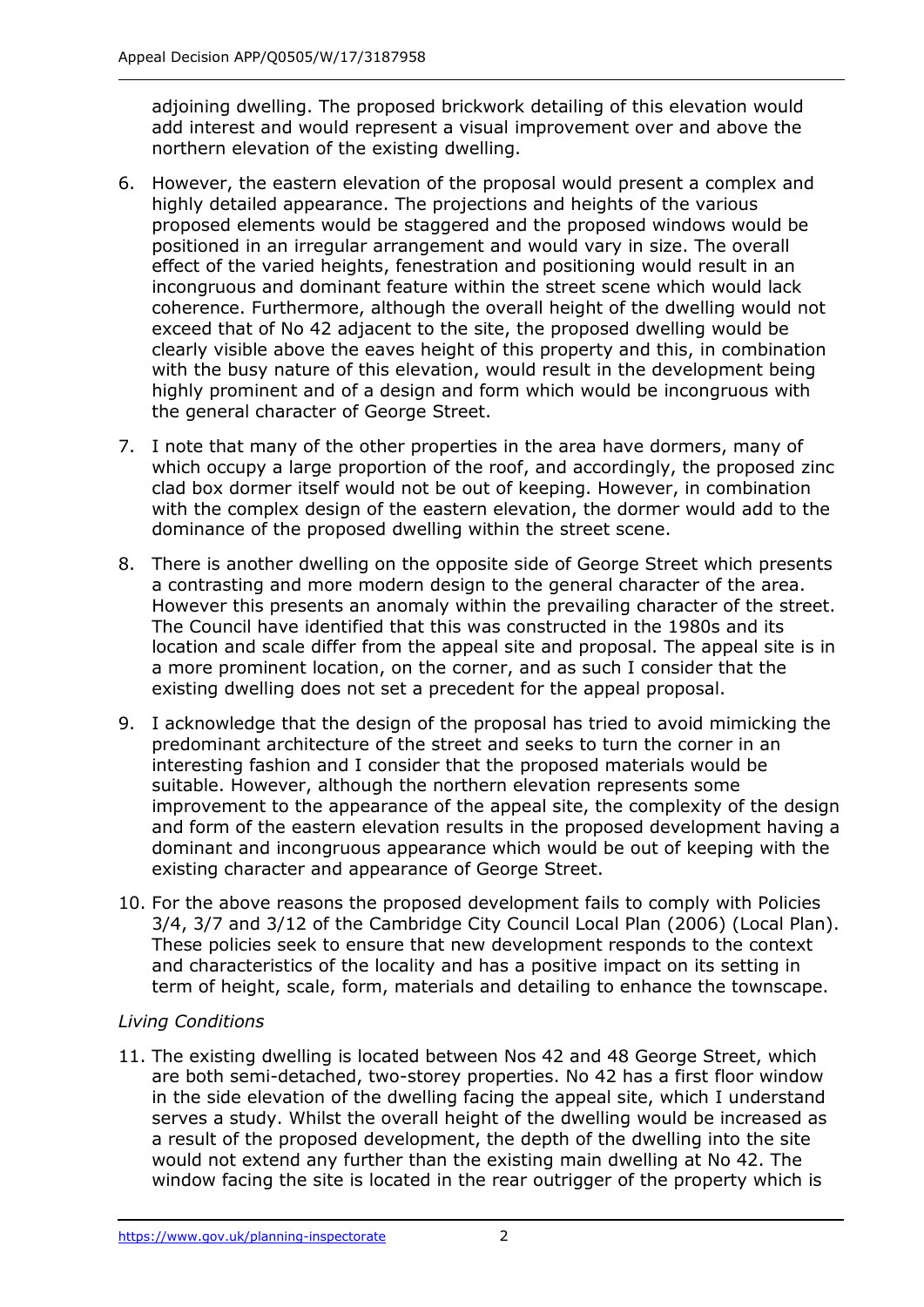adjoining dwelling. The proposed brickwork detailing of this elevation would add interest and would represent a visual improvement over and above the northern elevation of the existing dwelling.

6. However, the eastern elevation of the proposal would present a complex and highly detailed appearance. The projections and heights of the various proposed elements would be staggered and the proposed windows would be positioned in an irregular arrangement and would vary in size. The overall effect of the varied heights, fenestration and positioning would result in an incongruous and dominant feature within the street scene which would lack coherence. Furthermore, although the overall height of the dwelling would not exceed that of No 42 adjacent to the site, the proposed dwelling would be clearly visible above the eaves height of this property and this, in combination with the busy nature of this elevation, would result in the development being highly prominent and of a design and form which would be incongruous with the general character of George Street.

7. I note that many of the other properties in the area have dormers, many of which occupy a large proportion of the roof, and accordingly, the proposed zinc clad box dormer itself would not be out of keeping. However, in combination with the complex design of the eastern elevation, the dormer would add to the dominance of the proposed dwelling within the street scene.

8. There is another dwelling on the opposite side of George Street which presents a contrasting and more modern design to the general character of the area. However this presents an anomaly within the prevailing character of the street. The Council have identified that this was constructed in the 1980s and its location and scale differ from the appeal site and proposal. The appeal site is in a more prominent location, on the corner, and as such I consider that the existing dwelling does not set a precedent for the appeal proposal.

9. I acknowledge that the design of the proposal has tried to avoid mimicking the predominant architecture of the street and seeks to turn the corner in an interesting fashion and I consider that the proposed materials would be suitable. However, although the northern elevation represents some improvement to the appearance of the appeal site, the complexity of the design and form of the eastern elevation results in the proposed development having a dominant and incongruous appearance which would be out of keeping with the existing character and appearance of George Street.

10. For the above reasons the proposed development fails to comply with Policies 3/4, 3/7 and 3/12 of the Cambridge City Council Local Plan (2006) (Local Plan). These policies seek to ensure that new development responds to the context and characteristics of the locality and has a positive impact on its setting in term of height, scale, form, materials and detailing to enhance the townscape.

*Living Conditions*

11. The existing dwelling is located between Nos 42 and 48 George Street, which are both semi-detached, two-storey properties. No 42 has a first floor window in the side elevation of the dwelling facing the appeal site, which I understand serves a study. Whilst the overall height of the dwelling would be increased as a result of the proposed development, the depth of the dwelling into the site would not extend any further than the existing main dwelling at No 42. The window facing the site is located in the rear outrigger of the property which is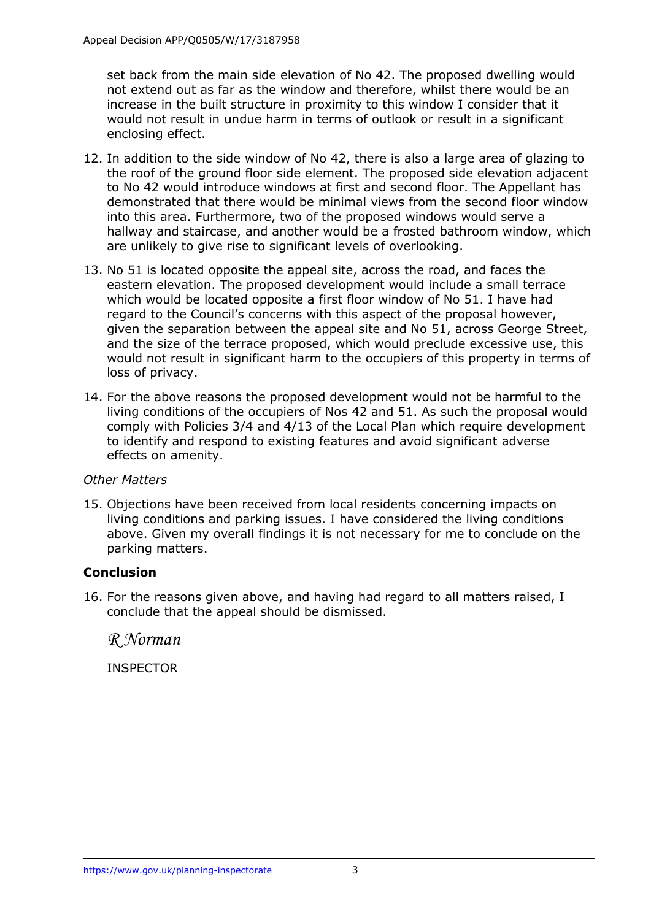set back from the main side elevation of No 42. The proposed dwelling would not extend out as far as the window and therefore, whilst there would be an increase in the built structure in proximity to this window I consider that it would not result in undue harm in terms of outlook or result in a significant enclosing effect.

12. In addition to the side window of No 42, there is also a large area of glazing to the roof of the ground floor side element. The proposed side elevation adjacent to No 42 would introduce windows at first and second floor. The Appellant has demonstrated that there would be minimal views from the second floor window into this area. Furthermore, two of the proposed windows would serve a hallway and staircase, and another would be a frosted bathroom window, which are unlikely to give rise to significant levels of overlooking.

13. No 51 is located opposite the appeal site, across the road, and faces the eastern elevation. The proposed development would include a small terrace which would be located opposite a first floor window of No 51. I have had regard to the Council's concerns with this aspect of the proposal however, given the separation between the appeal site and No 51, across George Street, and the size of the terrace proposed, which would preclude excessive use, this would not result in significant harm to the occupiers of this property in terms of loss of privacy.

14. For the above reasons the proposed development would not be harmful to the living conditions of the occupiers of Nos 42 and 51. As such the proposal would comply with Policies 3/4 and 4/13 of the Local Plan which require development to identify and respond to existing features and avoid significant adverse effects on amenity.

*Other Matters*

15. Objections have been received from local residents concerning impacts on living conditions and parking issues. I have considered the living conditions above. Given my overall findings it is not necessary for me to conclude on the parking matters.

## Conclusion

16. For the reasons given above, and having had regard to all matters raised, I conclude that the appeal should be dismissed.

*R Norman*

INSPECTOR